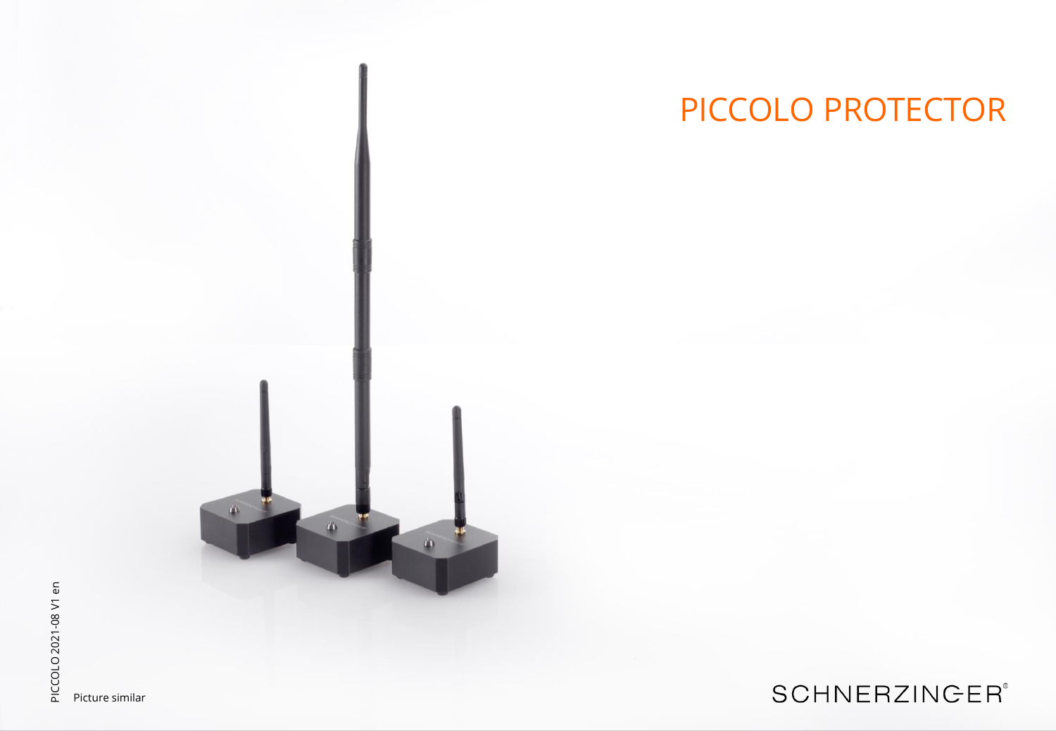# PICCOLO PROTECTOR

PICCOLO 2021-08 V1 en

Picture similar

SCHNERZINGER®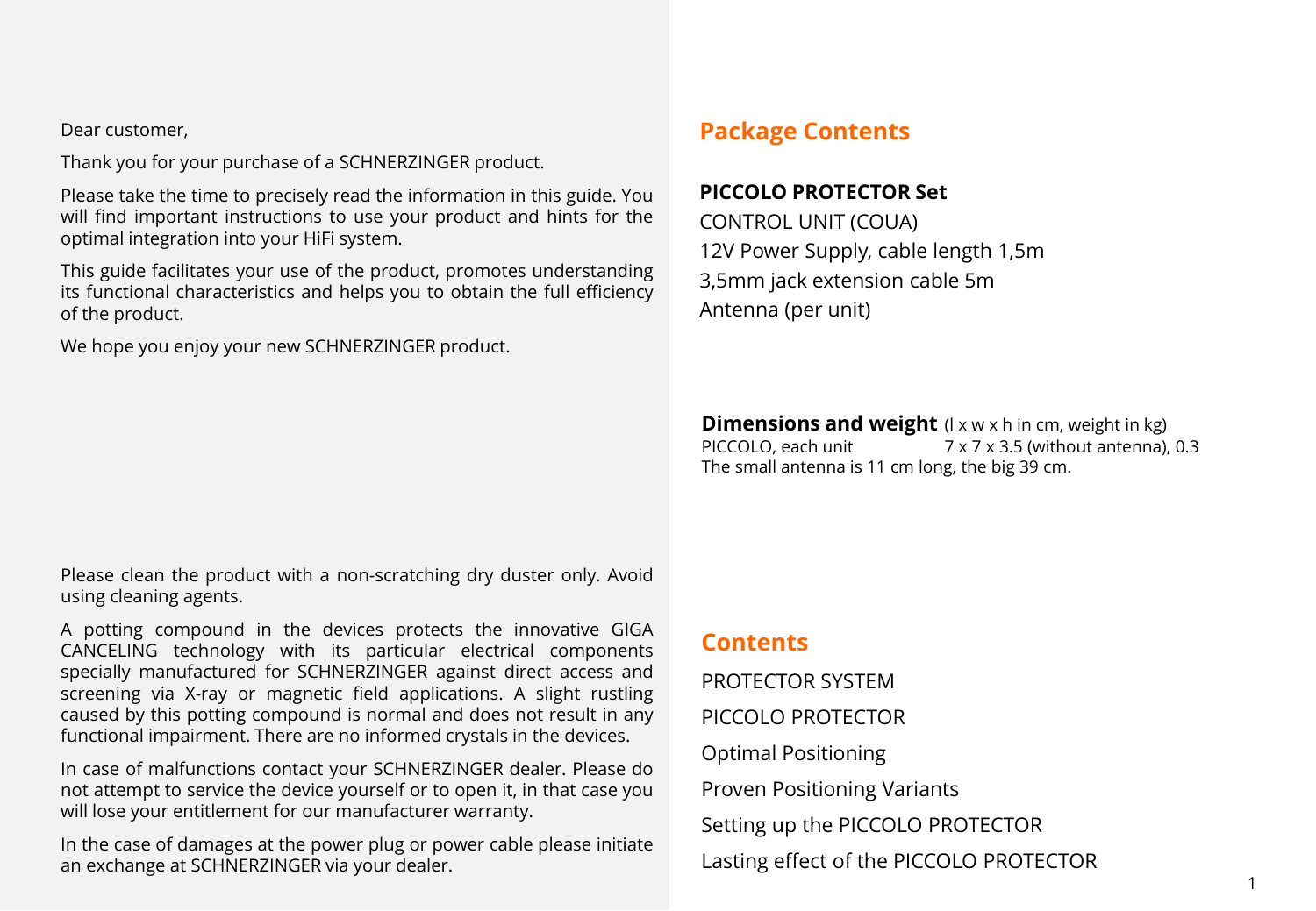Dear customer,

Thank you for your purchase of a SCHNERZINGER product.

Please take the time to precisely read the information in this guide. You will find important instructions to use your product and hints for the optimal integration into your HiFi system.

This guide facilitates your use of the product, promotes understanding its functional characteristics and helps you to obtain the full efficiency of the product.

We hope you enjoy your new SCHNERZINGER product.

Please clean the product with a non-scratching dry duster only. Avoid using cleaning agents.

A potting compound in the devices protects the innovative GIGA CANCELING technology with its particular electrical components specially manufactured for SCHNERZINGER against direct access and screening via X-ray or magnetic field applications. A slight rustling caused by this potting compound is normal and does not result in any functional impairment. There are no informed crystals in the devices.

In case of malfunctions contact your SCHNERZINGER dealer. Please do not attempt to service the device yourself or to open it, in that case you will lose your entitlement for our manufacturer warranty.

In the case of damages at the power plug or power cable please initiate an exchange at SCHNERZINGER via your dealer.

## Package Contents

**PICCOLO PROTECTOR Set**

CONTROL UNIT (COUA)
12V Power Supply, cable length 1,5m
3,5mm jack extension cable 5m
Antenna (per unit)

**Dimensions and weight** (l x w x h in cm, weight in kg)

PICCOLO, each unit 7 x 7 x 3.5 (without antenna), 0.3

The small antenna is 11 cm long, the big 39 cm.

## Contents

PROTECTOR SYSTEM

PICCOLO PROTECTOR

Optimal Positioning

Proven Positioning Variants

Setting up the PICCOLO PROTECTOR

Lasting effect of the PICCOLO PROTECTOR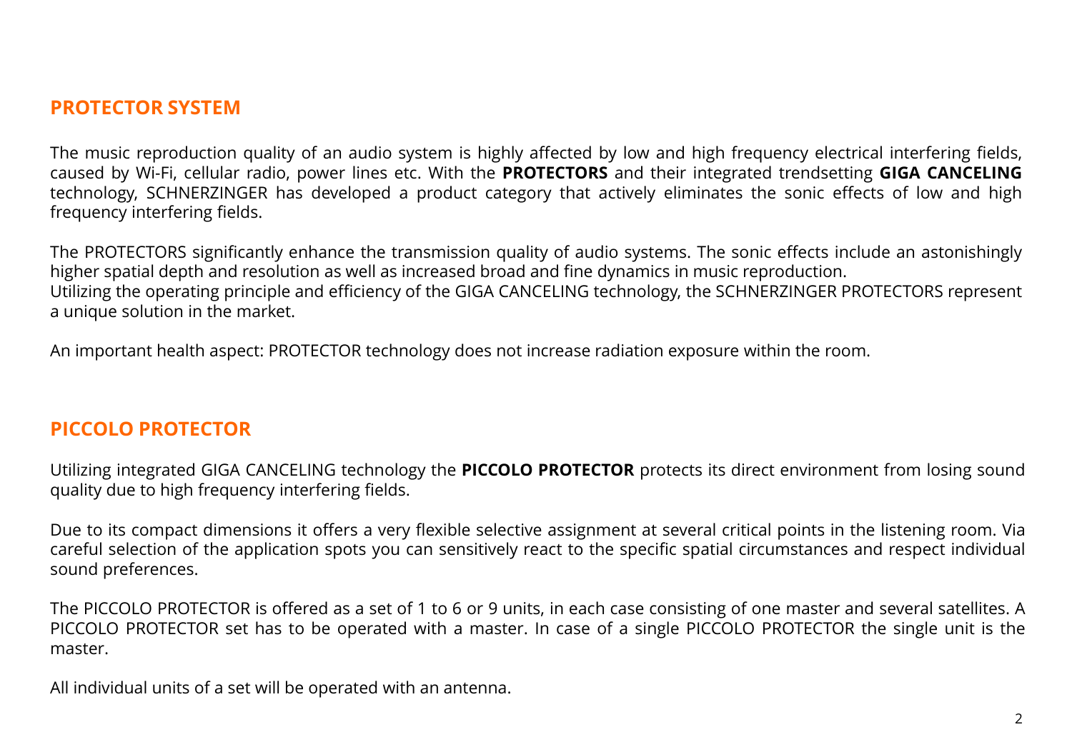## PROTECTOR SYSTEM

The music reproduction quality of an audio system is highly affected by low and high frequency electrical interfering fields, caused by Wi-Fi, cellular radio, power lines etc. With the **PROTECTORS** and their integrated trendsetting **GIGA CANCELING** technology, SCHNERZINGER has developed a product category that actively eliminates the sonic effects of low and high frequency interfering fields.

The PROTECTORS significantly enhance the transmission quality of audio systems. The sonic effects include an astonishingly higher spatial depth and resolution as well as increased broad and fine dynamics in music reproduction.
Utilizing the operating principle and efficiency of the GIGA CANCELING technology, the SCHNERZINGER PROTECTORS represent a unique solution in the market.

An important health aspect: PROTECTOR technology does not increase radiation exposure within the room.

## PICCOLO PROTECTOR

Utilizing integrated GIGA CANCELING technology the **PICCOLO PROTECTOR** protects its direct environment from losing sound quality due to high frequency interfering fields.

Due to its compact dimensions it offers a very flexible selective assignment at several critical points in the listening room. Via careful selection of the application spots you can sensitively react to the specific spatial circumstances and respect individual sound preferences.

The PICCOLO PROTECTOR is offered as a set of 1 to 6 or 9 units, in each case consisting of one master and several satellites. A PICCOLO PROTECTOR set has to be operated with a master. In case of a single PICCOLO PROTECTOR the single unit is the master.

All individual units of a set will be operated with an antenna.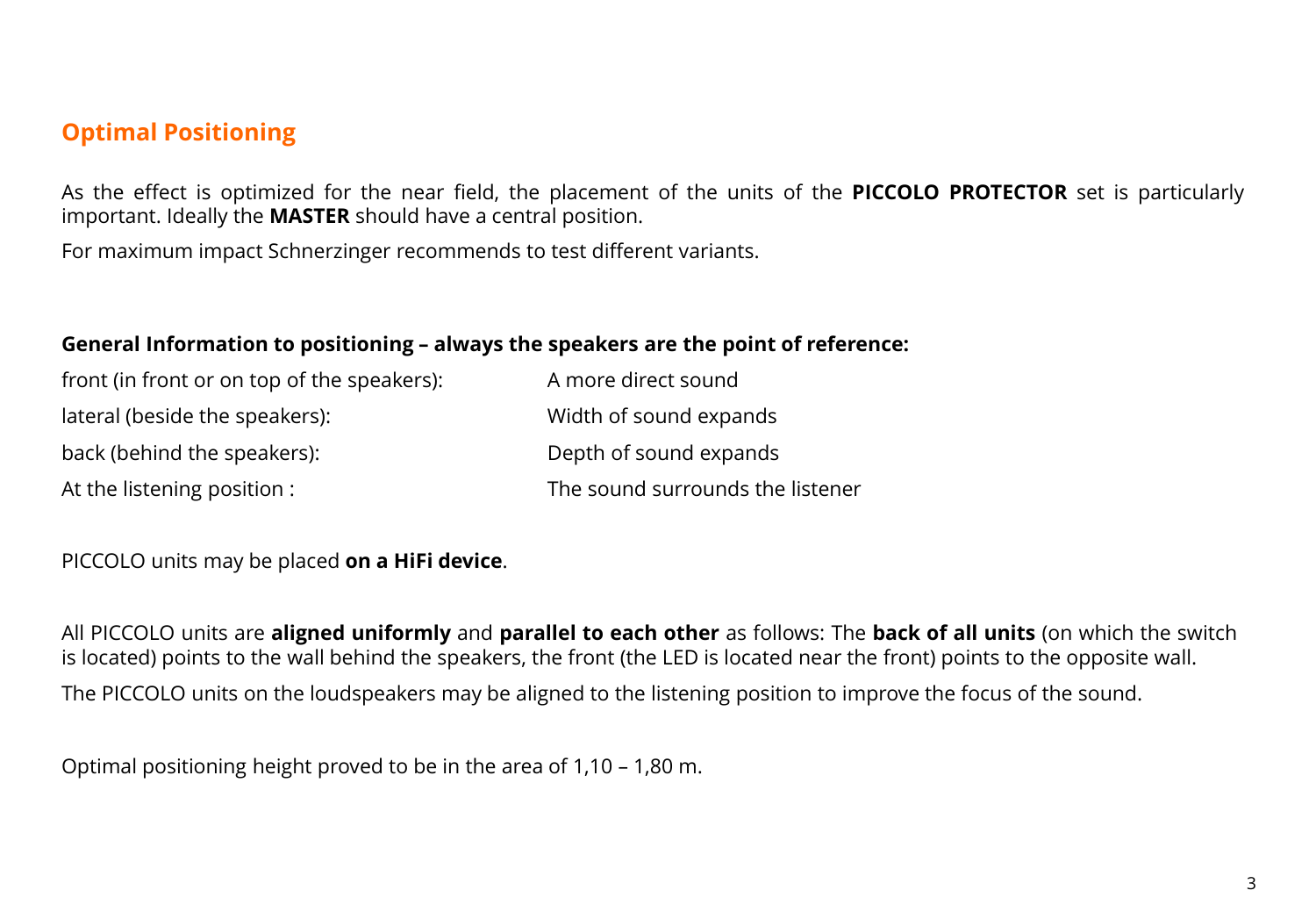## Optimal Positioning

As the effect is optimized for the near field, the placement of the units of the **PICCOLO PROTECTOR** set is particularly important. Ideally the **MASTER** should have a central position.

For maximum impact Schnerzinger recommends to test different variants.

**General Information to positioning – always the speakers are the point of reference:**

| | |
|---|---|
| front (in front or on top of the speakers): | A more direct sound |
| lateral (beside the speakers): | Width of sound expands |
| back (behind the speakers): | Depth of sound expands |
| At the listening position : | The sound surrounds the listener |

PICCOLO units may be placed **on a HiFi device**.

All PICCOLO units are **aligned uniformly** and **parallel to each other** as follows: The **back of all units** (on which the switch is located) points to the wall behind the speakers, the front (the LED is located near the front) points to the opposite wall.

The PICCOLO units on the loudspeakers may be aligned to the listening position to improve the focus of the sound.

Optimal positioning height proved to be in the area of 1,10 – 1,80 m.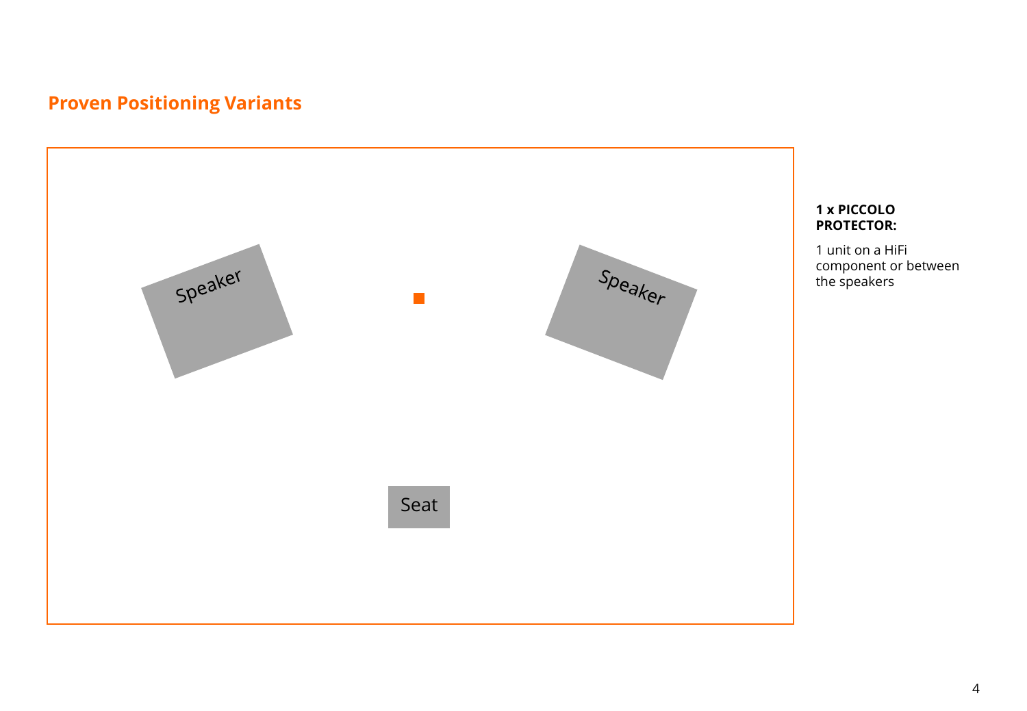## Proven Positioning Variants

Speaker

Speaker

Seat

**1 x PICCOLO PROTECTOR:**

1 unit on a HiFi component or between the speakers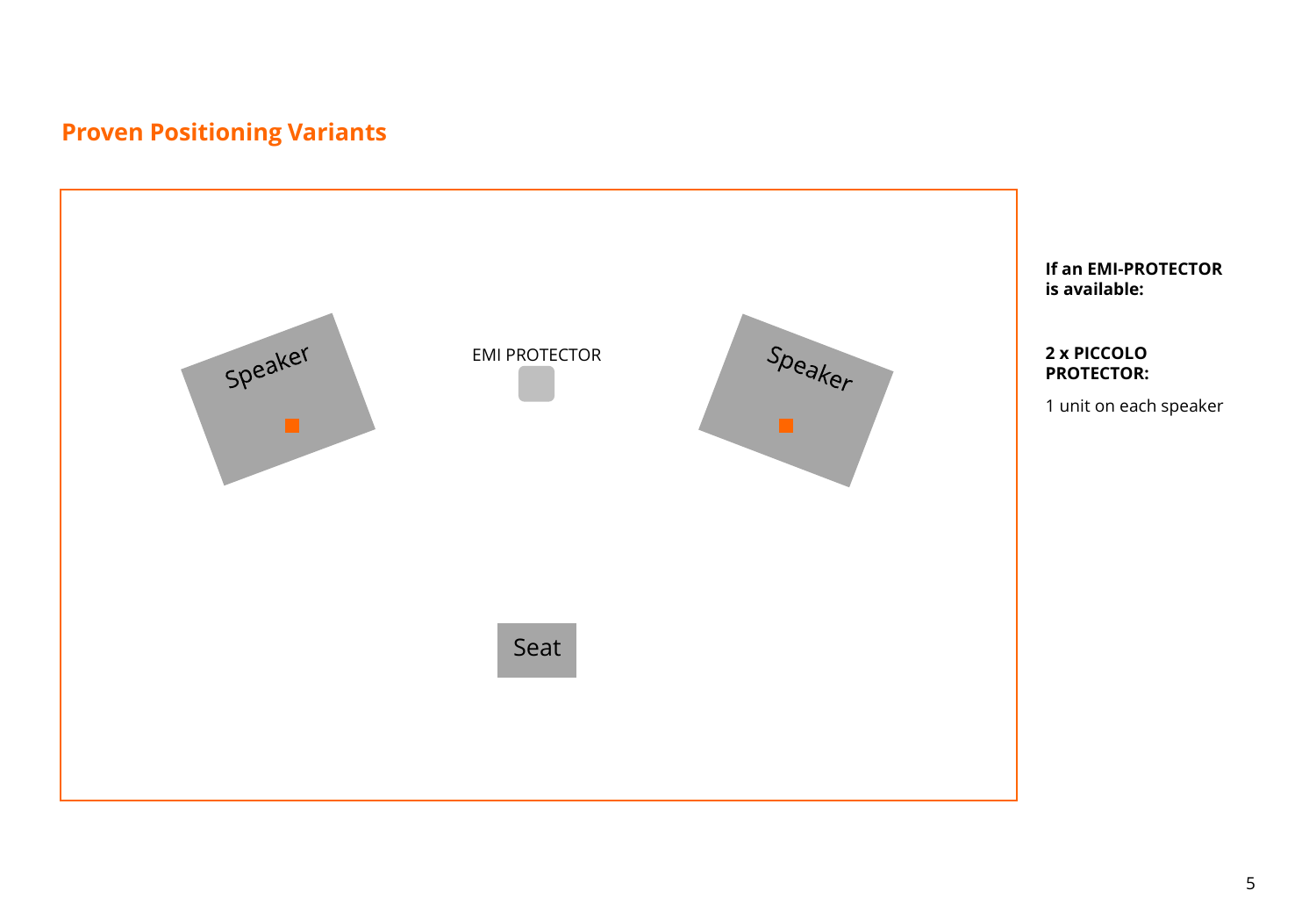## Proven Positioning Variants

Speaker

EMI PROTECTOR

Speaker

Seat

**If an EMI-PROTECTOR is available:**

**2 x PICCOLO PROTECTOR:**

1 unit on each speaker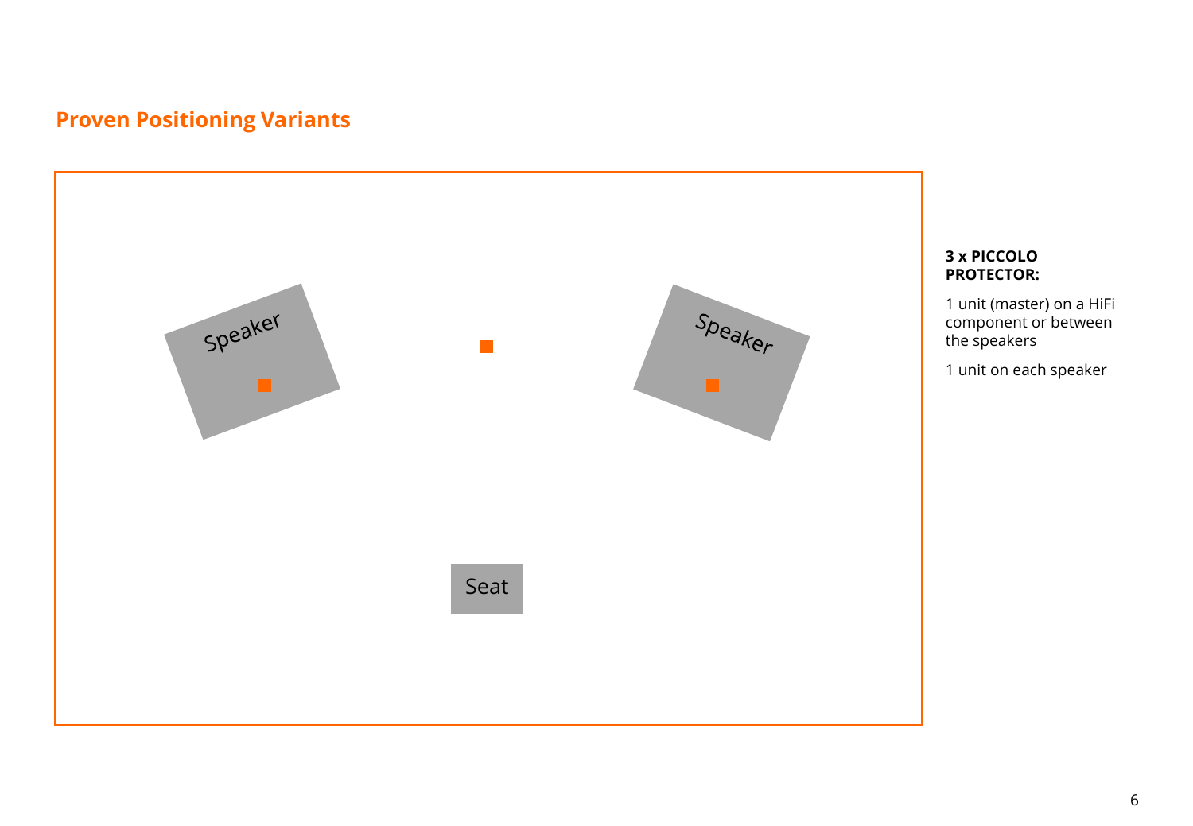## Proven Positioning Variants

Speaker

Speaker

Seat

**3 x PICCOLO PROTECTOR:**

1 unit (master) on a HiFi component or between the speakers

1 unit on each speaker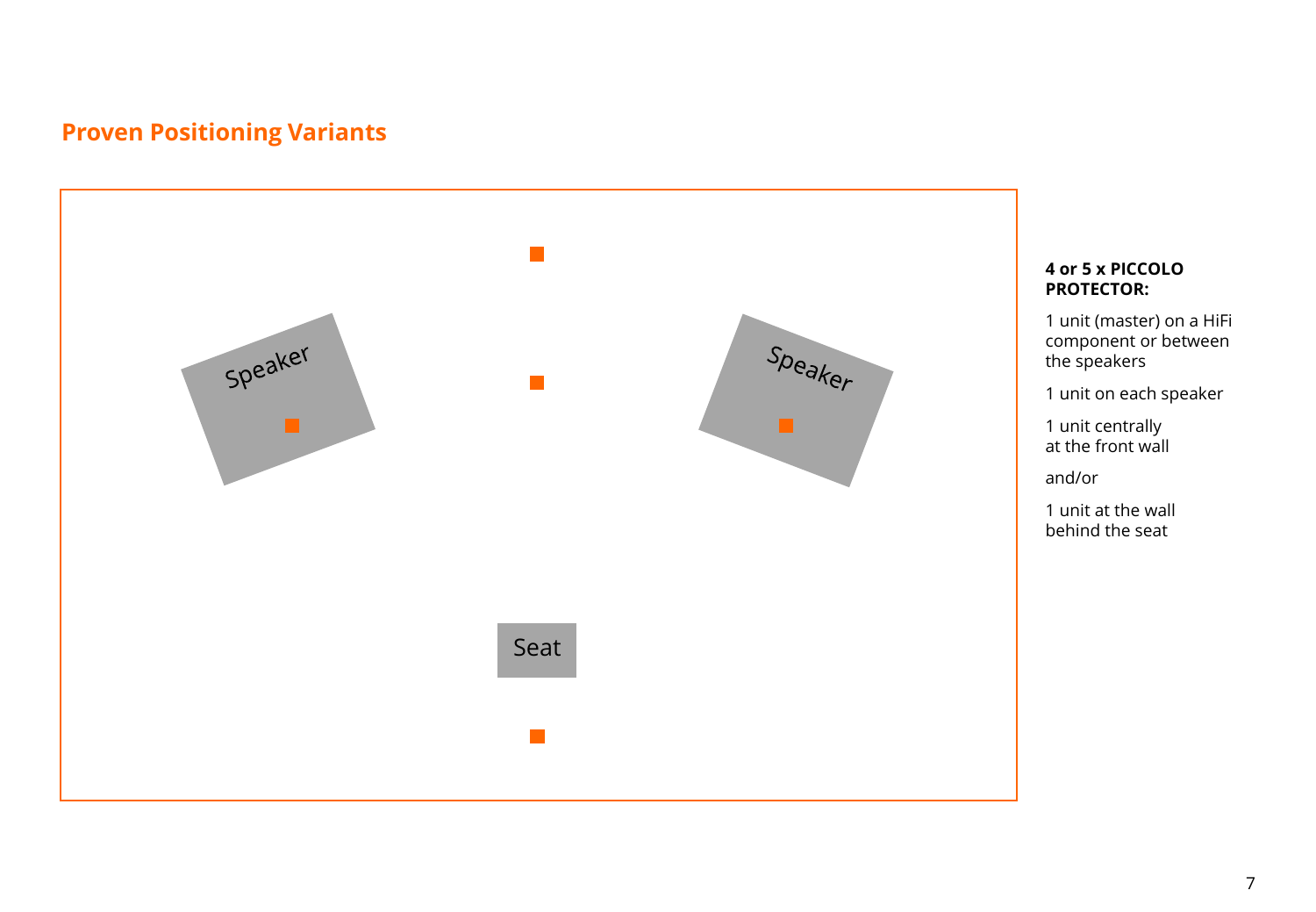## Proven Positioning Variants

Speaker

Speaker

Seat

**4 or 5 x PICCOLO PROTECTOR:**

1 unit (master) on a HiFi component or between the speakers

1 unit on each speaker

1 unit centrally at the front wall

and/or

1 unit at the wall behind the seat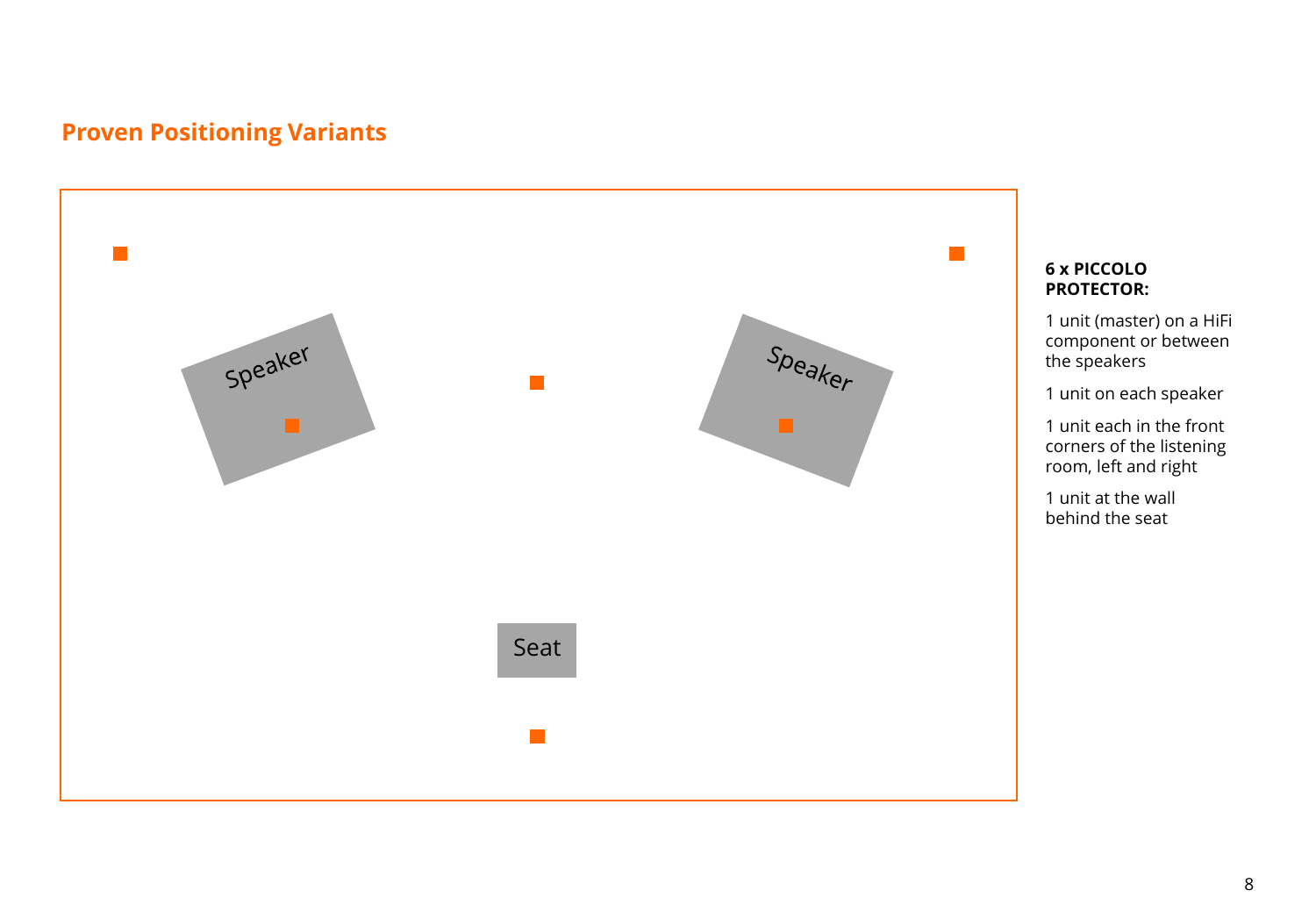## Proven Positioning Variants

Speaker

Speaker

Seat

**6 x PICCOLO PROTECTOR:**

1 unit (master) on a HiFi component or between the speakers

1 unit on each speaker

1 unit each in the front corners of the listening room, left and right

1 unit at the wall behind the seat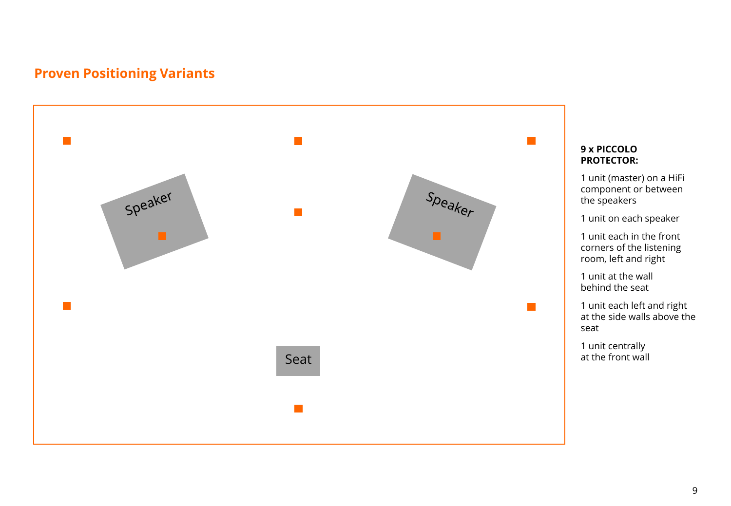## Proven Positioning Variants

Speaker

Speaker

Seat

**9 x PICCOLO PROTECTOR:**

1 unit (master) on a HiFi component or between the speakers

1 unit on each speaker

1 unit each in the front corners of the listening room, left and right

1 unit at the wall behind the seat

1 unit each left and right at the side walls above the seat

1 unit centrally at the front wall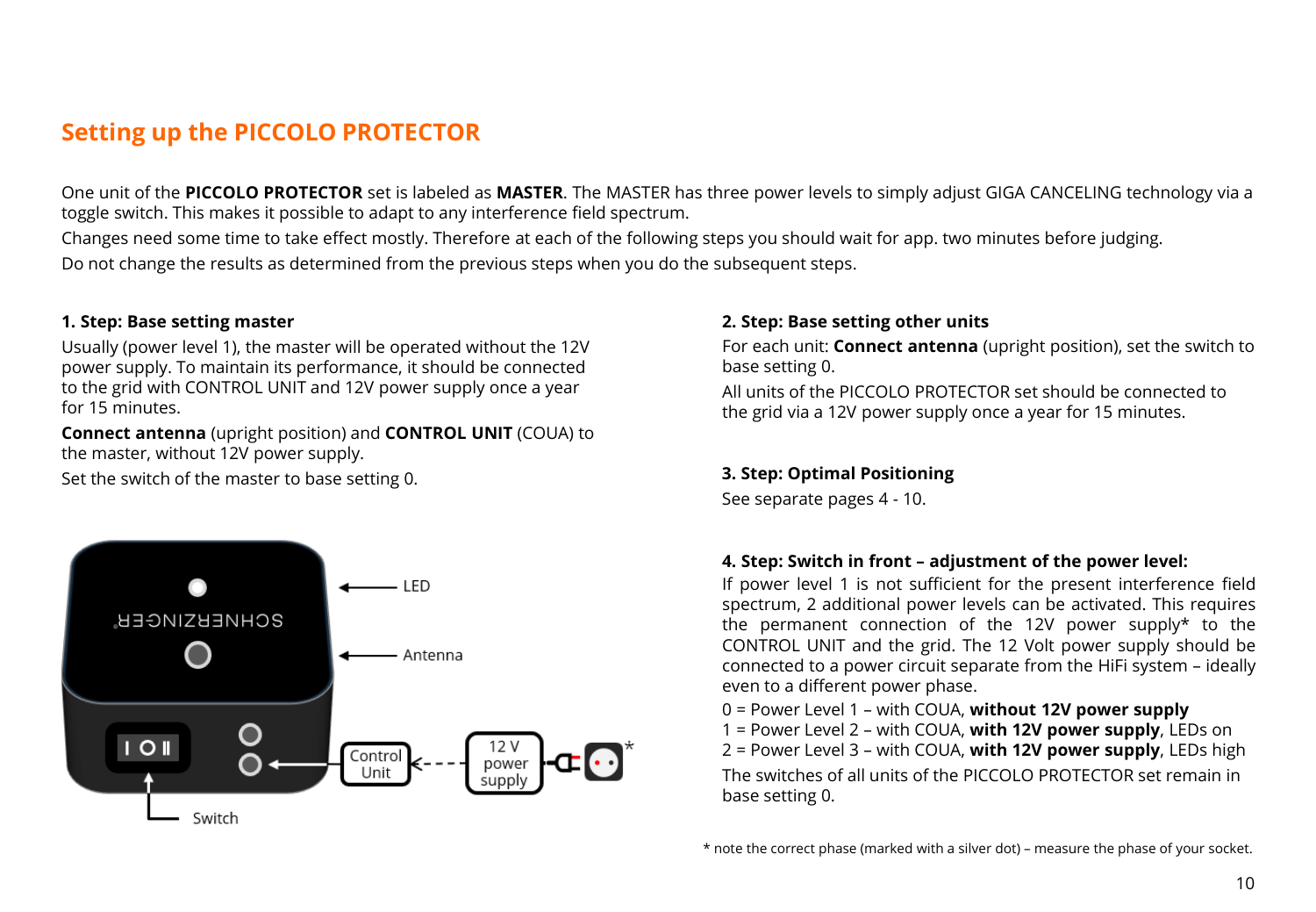## Setting up the PICCOLO PROTECTOR

One unit of the **PICCOLO PROTECTOR** set is labeled as **MASTER**. The MASTER has three power levels to simply adjust GIGA CANCELING technology via a toggle switch. This makes it possible to adapt to any interference field spectrum.

Changes need some time to take effect mostly. Therefore at each of the following steps you should wait for app. two minutes before judging.

Do not change the results as determined from the previous steps when you do the subsequent steps.

### 1. Step: Base setting master

Usually (power level 1), the master will be operated without the 12V power supply. To maintain its performance, it should be connected to the grid with CONTROL UNIT and 12V power supply once a year for 15 minutes.

**Connect antenna** (upright position) and **CONTROL UNIT** (COUA) to the master, without 12V power supply.

Set the switch of the master to base setting 0.

LED

Antenna

Switch

Control Unit

12 V power supply

### 2. Step: Base setting other units

For each unit: **Connect antenna** (upright position), set the switch to base setting 0.

All units of the PICCOLO PROTECTOR set should be connected to the grid via a 12V power supply once a year for 15 minutes.

### 3. Step: Optimal Positioning

See separate pages 4 - 10.

### 4. Step: Switch in front – adjustment of the power level:

If power level 1 is not sufficient for the present interference field spectrum, 2 additional power levels can be activated. This requires the permanent connection of the 12V power supply* to the CONTROL UNIT and the grid. The 12 Volt power supply should be connected to a power circuit separate from the HiFi system – ideally even to a different power phase.

0 = Power Level 1 – with COUA, **without 12V power supply**
1 = Power Level 2 – with COUA, **with 12V power supply**, LEDs on
2 = Power Level 3 – with COUA, **with 12V power supply**, LEDs high

The switches of all units of the PICCOLO PROTECTOR set remain in base setting 0.

* note the correct phase (marked with a silver dot) – measure the phase of your socket.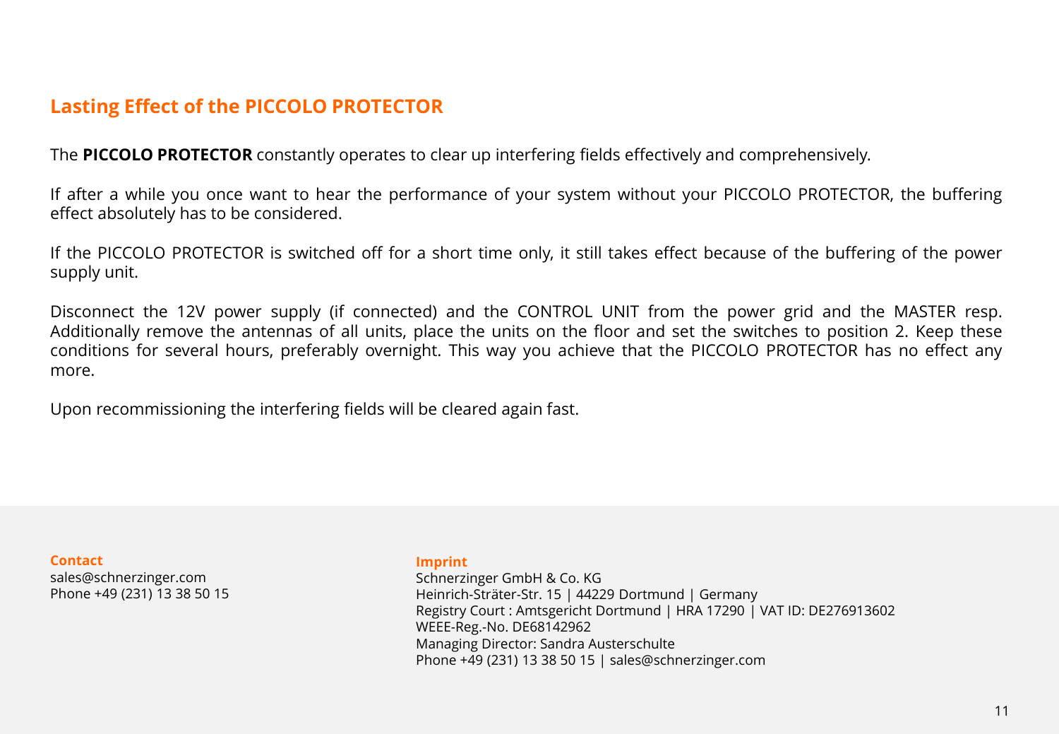## Lasting Effect of the PICCOLO PROTECTOR

The **PICCOLO PROTECTOR** constantly operates to clear up interfering fields effectively and comprehensively.

If after a while you once want to hear the performance of your system without your PICCOLO PROTECTOR, the buffering effect absolutely has to be considered.

If the PICCOLO PROTECTOR is switched off for a short time only, it still takes effect because of the buffering of the power supply unit.

Disconnect the 12V power supply (if connected) and the CONTROL UNIT from the power grid and the MASTER resp. Additionally remove the antennas of all units, place the units on the floor and set the switches to position 2. Keep these conditions for several hours, preferably overnight. This way you achieve that the PICCOLO PROTECTOR has no effect any more.

Upon recommissioning the interfering fields will be cleared again fast.

**Contact**
sales@schnerzinger.com
Phone +49 (231) 13 38 50 15

**Imprint**
Schnerzinger GmbH & Co. KG
Heinrich-Sträter-Str. 15 | 44229 Dortmund | Germany
Registry Court : Amtsgericht Dortmund | HRA 17290 | VAT ID: DE276913602
WEEE-Reg.-No. DE68142962
Managing Director: Sandra Austerschulte
Phone +49 (231) 13 38 50 15 | sales@schnerzinger.com